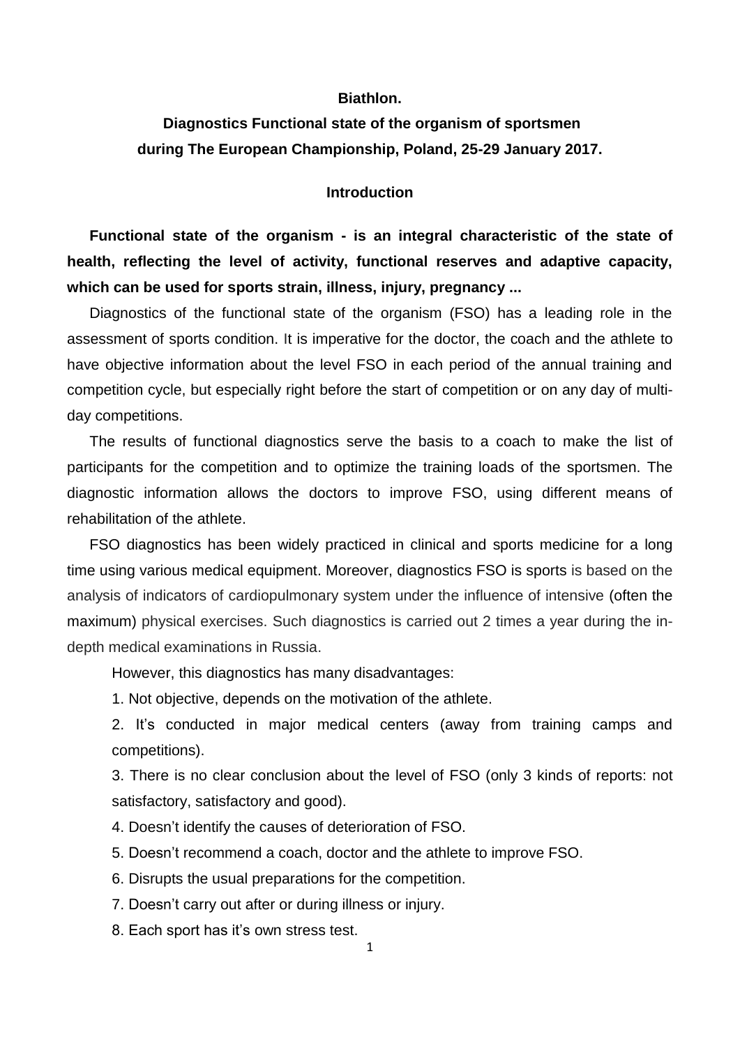# Biathlon.

## Diagnostics Functional state of the organism of sportsmen during The European Championship, Poland, 25-29 January 2017.

### Introduction

**Functional state of the organism - is an integral characteristic of the state of health, reflecting the level of activity, functional reserves and adaptive capacity, which can be used for sports strain, illness, injury, pregnancy ...**

Diagnostics of the functional state of the organism (FSO) has a leading role in the assessment of sports condition. It is imperative for the doctor, the coach and the athlete to have objective information about the level FSO in each period of the annual training and competition cycle, but especially right before the start of competition or on any day of multi-day competitions.

The results of functional diagnostics serve the basis to a coach to make the list of participants for the competition and to optimize the training loads of the sportsmen. The diagnostic information allows the doctors to improve FSO, using different means of rehabilitation of the athlete.

FSO diagnostics has been widely practiced in clinical and sports medicine for a long time using various medical equipment. Moreover, diagnostics FSO is sports is based on the analysis of indicators of cardiopulmonary system under the influence of intensive (often the maximum) physical exercises. Such diagnostics is carried out 2 times a year during the in-depth medical examinations in Russia.

However, this diagnostics has many disadvantages:

1. Not objective, depends on the motivation of the athlete.
2. It's conducted in major medical centers (away from training camps and competitions).
3. There is no clear conclusion about the level of FSO (only 3 kinds of reports: not satisfactory, satisfactory and good).
4. Doesn't identify the causes of deterioration of FSO.
5. Doesn't recommend a coach, doctor and the athlete to improve FSO.
6. Disrupts the usual preparations for the competition.
7. Doesn't carry out after or during illness or injury.
8. Each sport has it's own stress test.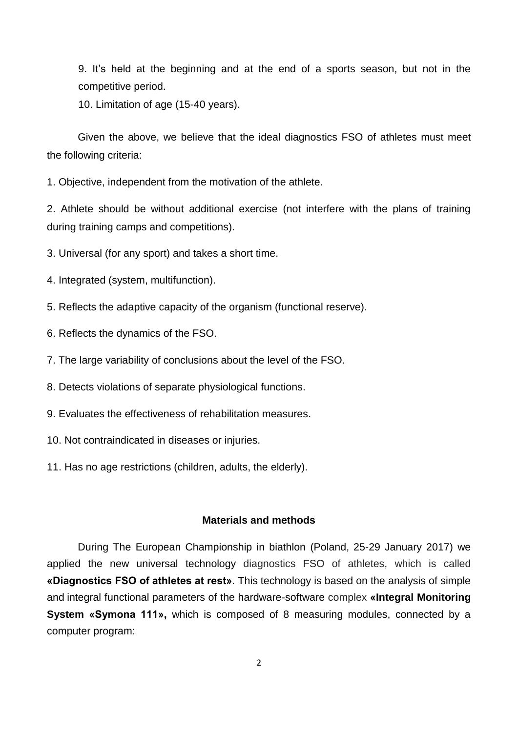9. It's held at the beginning and at the end of a sports season, but not in the competitive period.

10. Limitation of age (15-40 years).

Given the above, we believe that the ideal diagnostics FSO of athletes must meet the following criteria:

1. Objective, independent from the motivation of the athlete.
2. Athlete should be without additional exercise (not interfere with the plans of training during training camps and competitions).
3. Universal (for any sport) and takes a short time.
4. Integrated (system, multifunction).
5. Reflects the adaptive capacity of the organism (functional reserve).
6. Reflects the dynamics of the FSO.
7. The large variability of conclusions about the level of the FSO.
8. Detects violations of separate physiological functions.
9. Evaluates the effectiveness of rehabilitation measures.
10. Not contraindicated in diseases or injuries.
11. Has no age restrictions (children, adults, the elderly).

## Materials and methods

During The European Championship in biathlon (Poland, 25-29 January 2017) we applied the new universal technology diagnostics FSO of athletes, which is called **«Diagnostics FSO of athletes at rest»**. This technology is based on the analysis of simple and integral functional parameters of the hardware-software complex **«Integral Monitoring System «Symona 111»,** which is composed of 8 measuring modules, connected by a computer program: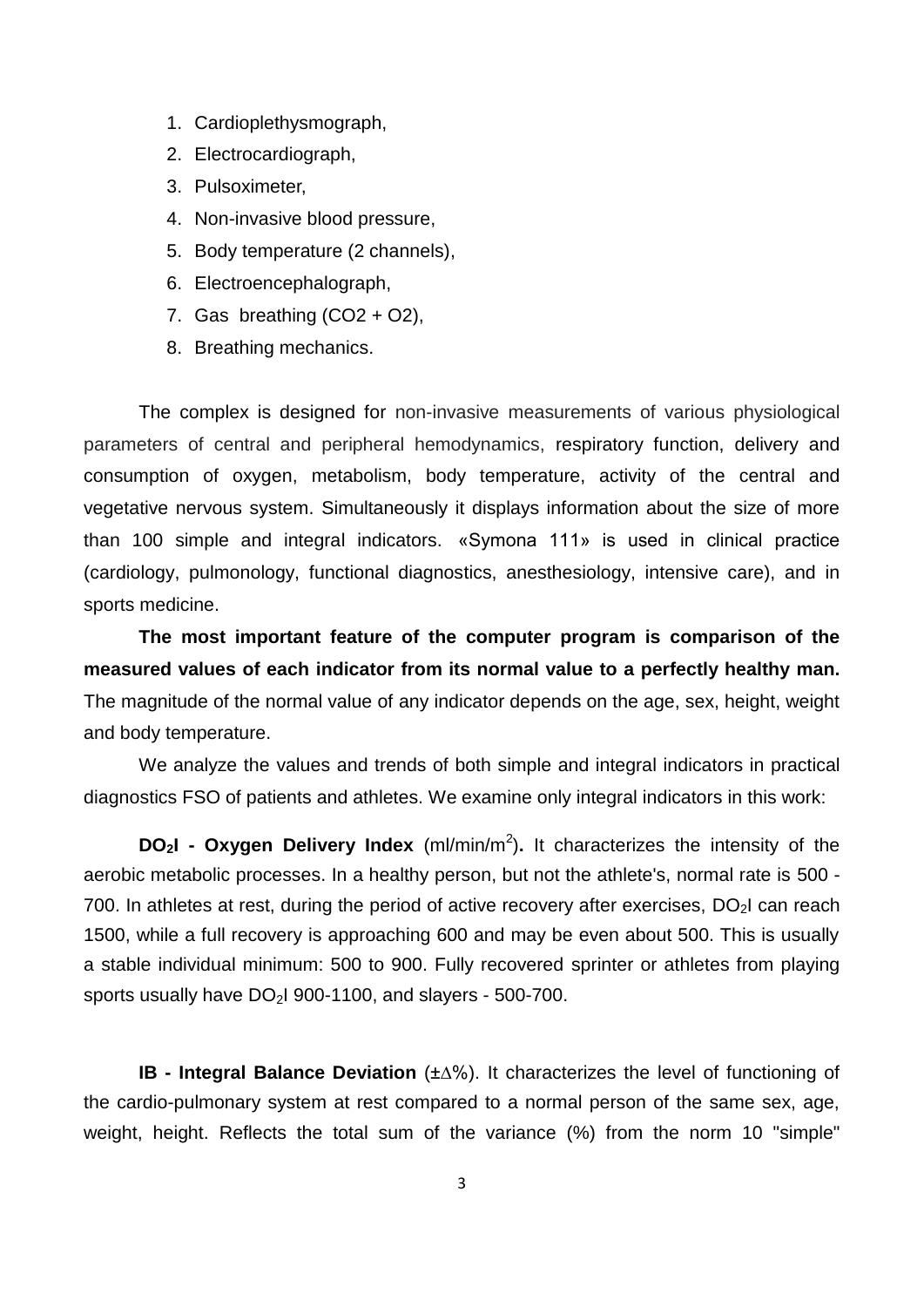1. Cardioplethysmograph,
2. Electrocardiograph,
3. Pulsoximeter,
4. Non-invasive blood pressure,
5. Body temperature (2 channels),
6. Electroencephalograph,
7. Gas breathing (CO2 + O2),
8. Breathing mechanics.

The complex is designed for non-invasive measurements of various physiological parameters of central and peripheral hemodynamics, respiratory function, delivery and consumption of oxygen, metabolism, body temperature, activity of the central and vegetative nervous system. Simultaneously it displays information about the size of more than 100 simple and integral indicators. «Symona 111» is used in clinical practice (cardiology, pulmonology, functional diagnostics, anesthesiology, intensive care), and in sports medicine.

**The most important feature of the computer program is comparison of the measured values of each indicator from its normal value to a perfectly healthy man.** The magnitude of the normal value of any indicator depends on the age, sex, height, weight and body temperature.

We analyze the values and trends of both simple and integral indicators in practical diagnostics FSO of patients and athletes. We examine only integral indicators in this work:

**$DO_2I$ - Oxygen Delivery Index** (ml/min/$m^2$)**.** It characterizes the intensity of the aerobic metabolic processes. In a healthy person, but not the athlete's, normal rate is 500 - 700. In athletes at rest, during the period of active recovery after exercises, $DO_2I$ can reach 1500, while a full recovery is approaching 600 and may be even about 500. This is usually a stable individual minimum: 500 to 900. Fully recovered sprinter or athletes from playing sports usually have $DO_2I$ 900-1100, and slayers - 500-700.

**IB - Integral Balance Deviation** ($\pm\Delta$%). It characterizes the level of functioning of the cardio-pulmonary system at rest compared to a normal person of the same sex, age, weight, height. Reflects the total sum of the variance (%) from the norm 10 "simple"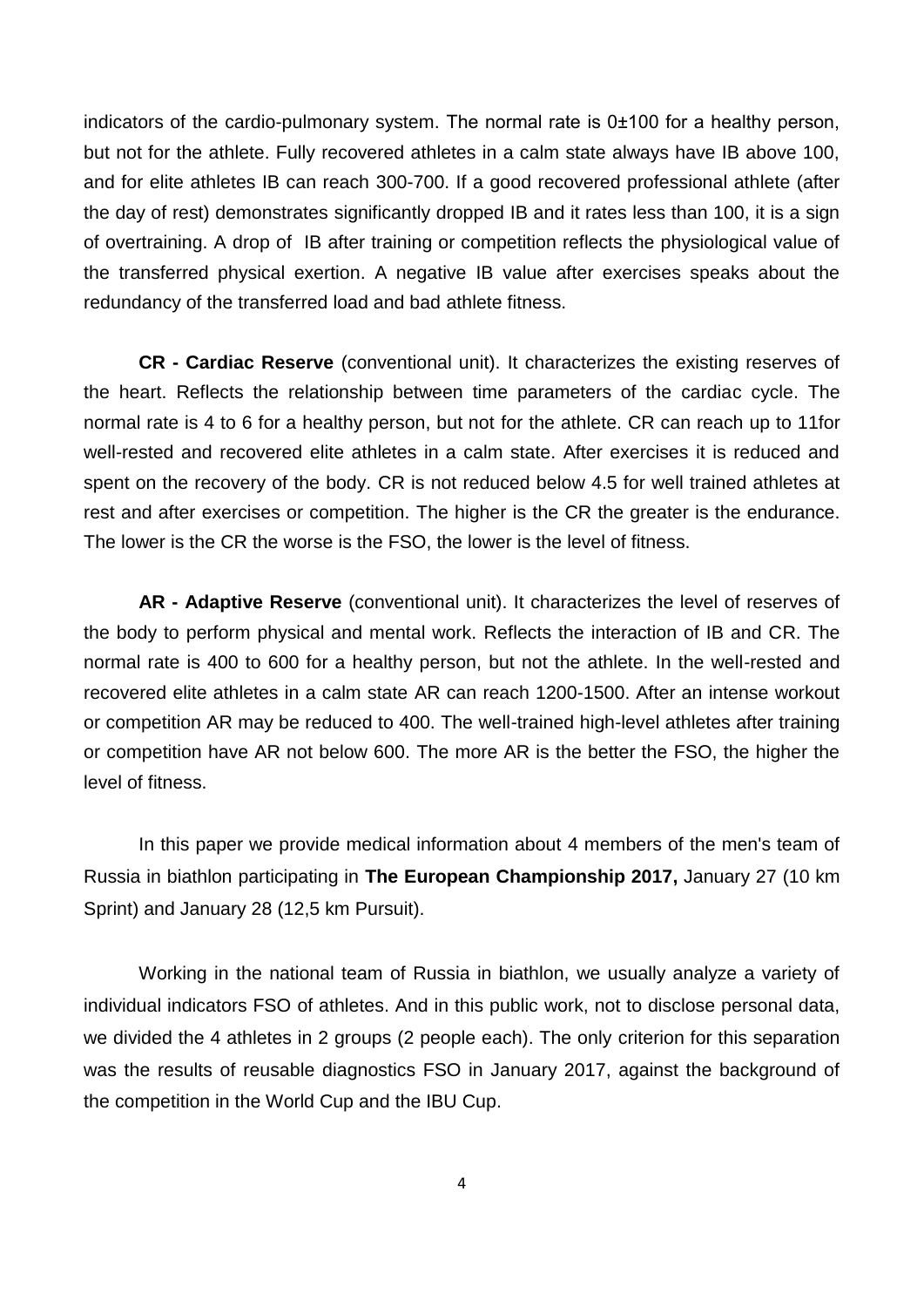indicators of the cardio-pulmonary system. The normal rate is 0±100 for a healthy person, but not for the athlete. Fully recovered athletes in a calm state always have IB above 100, and for elite athletes IB can reach 300-700. If a good recovered professional athlete (after the day of rest) demonstrates significantly dropped IB and it rates less than 100, it is a sign of overtraining. A drop of IB after training or competition reflects the physiological value of the transferred physical exertion. A negative IB value after exercises speaks about the redundancy of the transferred load and bad athlete fitness.

**CR - Cardiac Reserve** (conventional unit). It characterizes the existing reserves of the heart. Reflects the relationship between time parameters of the cardiac cycle. The normal rate is 4 to 6 for a healthy person, but not for the athlete. CR can reach up to 11for well-rested and recovered elite athletes in a calm state. After exercises it is reduced and spent on the recovery of the body. CR is not reduced below 4.5 for well trained athletes at rest and after exercises or competition. The higher is the CR the greater is the endurance. The lower is the CR the worse is the FSO, the lower is the level of fitness.

**AR - Adaptive Reserve** (conventional unit). It characterizes the level of reserves of the body to perform physical and mental work. Reflects the interaction of IB and CR. The normal rate is 400 to 600 for a healthy person, but not the athlete. In the well-rested and recovered elite athletes in a calm state AR can reach 1200-1500. After an intense workout or competition AR may be reduced to 400. The well-trained high-level athletes after training or competition have AR not below 600. The more AR is the better the FSO, the higher the level of fitness.

In this paper we provide medical information about 4 members of the men's team of Russia in biathlon participating in **The European Championship 2017,** January 27 (10 km Sprint) and January 28 (12,5 km Pursuit).

Working in the national team of Russia in biathlon, we usually analyze a variety of individual indicators FSO of athletes. And in this public work, not to disclose personal data, we divided the 4 athletes in 2 groups (2 people each). The only criterion for this separation was the results of reusable diagnostics FSO in January 2017, against the background of the competition in the World Cup and the IBU Cup.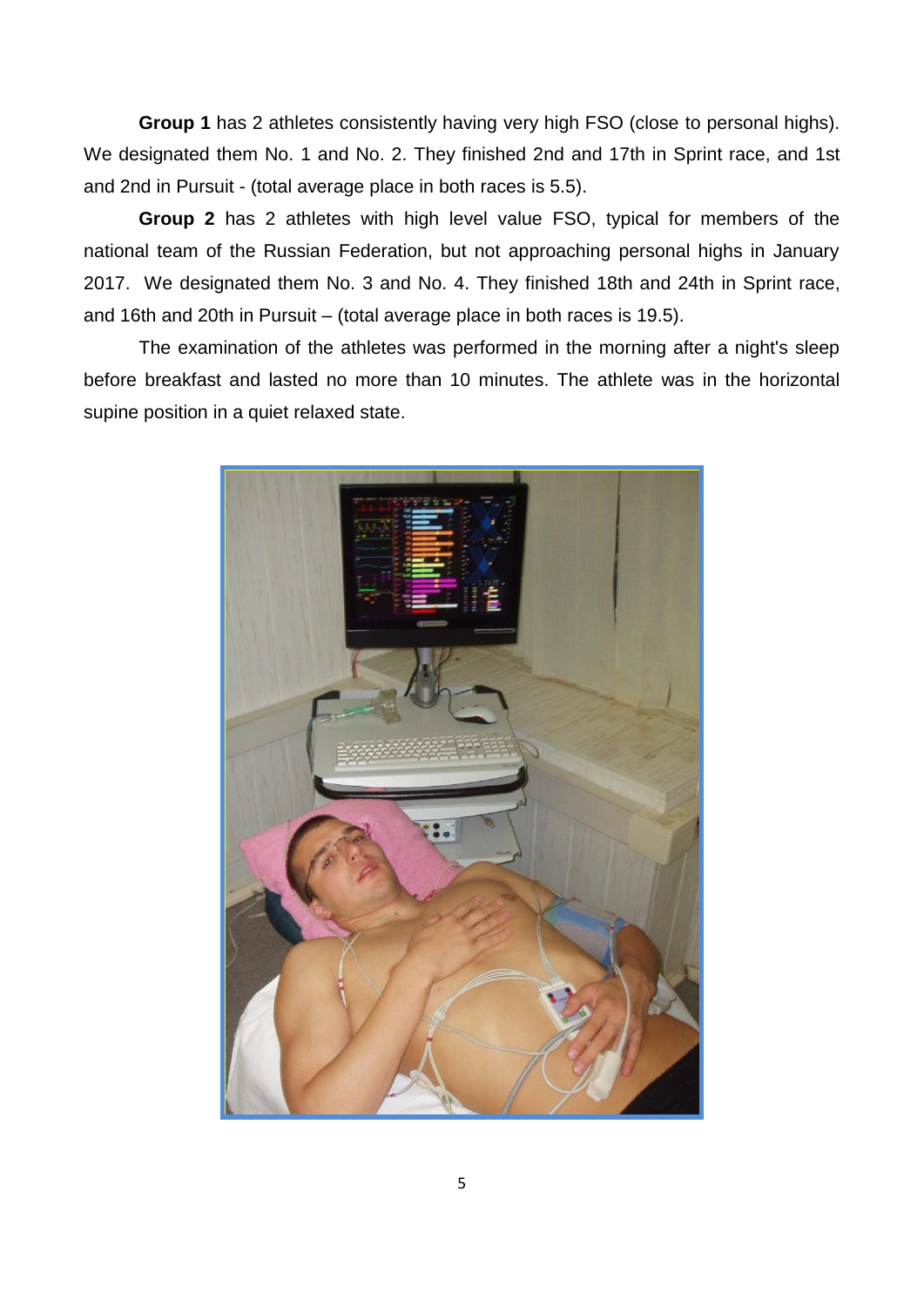**Group 1** has 2 athletes consistently having very high FSO (close to personal highs). We designated them No. 1 and No. 2. They finished 2nd and 17th in Sprint race, and 1st and 2nd in Pursuit - (total average place in both races is 5.5).

**Group 2** has 2 athletes with high level value FSO, typical for members of the national team of the Russian Federation, but not approaching personal highs in January 2017. We designated them No. 3 and No. 4. They finished 18th and 24th in Sprint race, and 16th and 20th in Pursuit – (total average place in both races is 19.5).

The examination of the athletes was performed in the morning after a night's sleep before breakfast and lasted no more than 10 minutes. The athlete was in the horizontal supine position in a quiet relaxed state.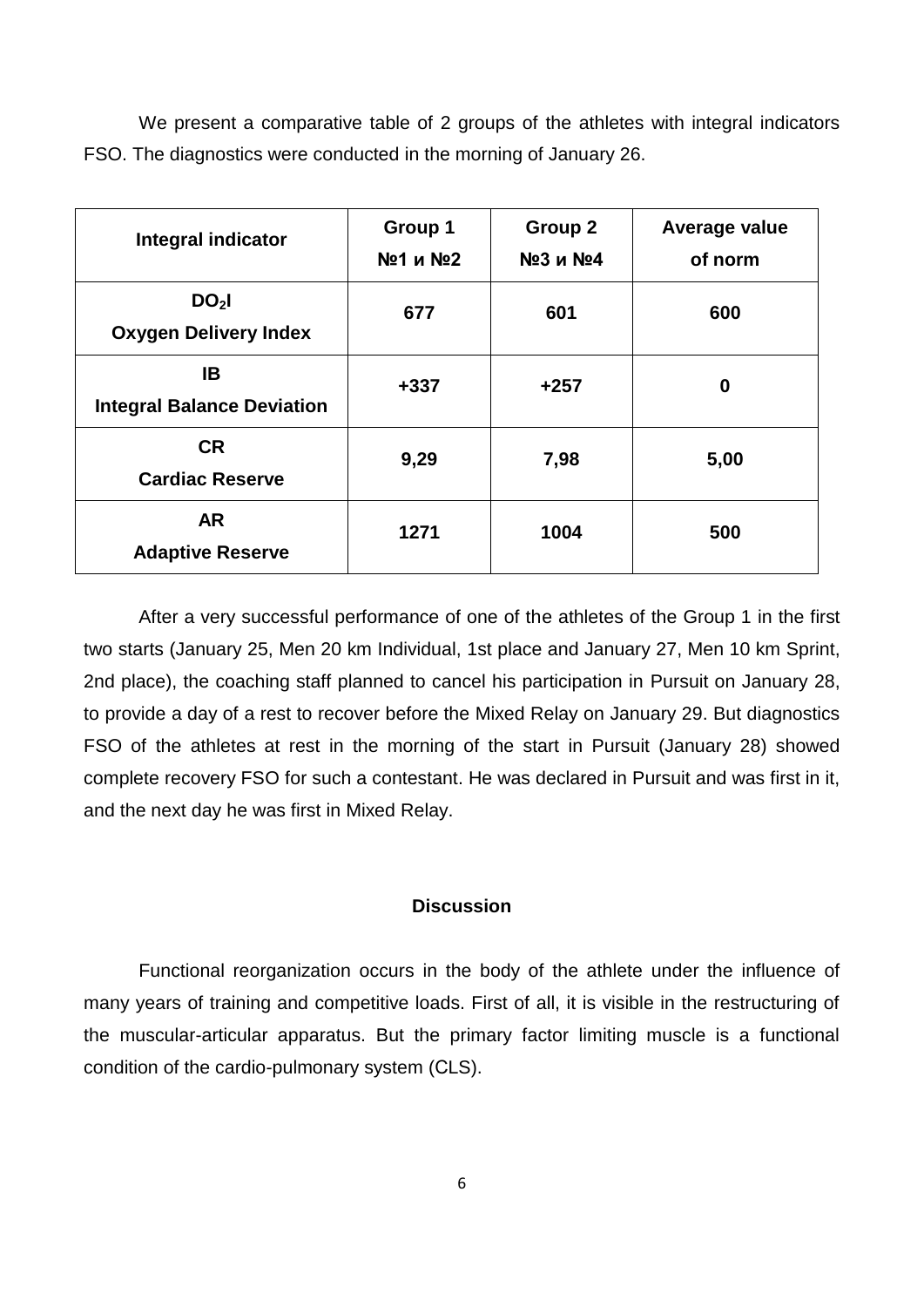We present a comparative table of 2 groups of the athletes with integral indicators FSO. The diagnostics were conducted in the morning of January 26.

| Integral indicator | Group 1 №1 и №2 | Group 2 №3 и №4 | Average value of norm |
|---|---|---|---|
| **$DO_2I$** **Oxygen Delivery Index** | **677** | **601** | **600** |
| **IB** **Integral Balance Deviation** | **+337** | **+257** | **0** |
| **CR** **Cardiac Reserve** | **9,29** | **7,98** | **5,00** |
| **AR** **Adaptive Reserve** | **1271** | **1004** | **500** |

After a very successful performance of one of the athletes of the Group 1 in the first two starts (January 25, Men 20 km Individual, 1st place and January 27, Men 10 km Sprint, 2nd place), the coaching staff planned to cancel his participation in Pursuit on January 28, to provide a day of a rest to recover before the Mixed Relay on January 29. But diagnostics FSO of the athletes at rest in the morning of the start in Pursuit (January 28) showed complete recovery FSO for such a contestant. He was declared in Pursuit and was first in it, and the next day he was first in Mixed Relay.

## Discussion

Functional reorganization occurs in the body of the athlete under the influence of many years of training and competitive loads. First of all, it is visible in the restructuring of the muscular-articular apparatus. But the primary factor limiting muscle is a functional condition of the cardio-pulmonary system (CLS).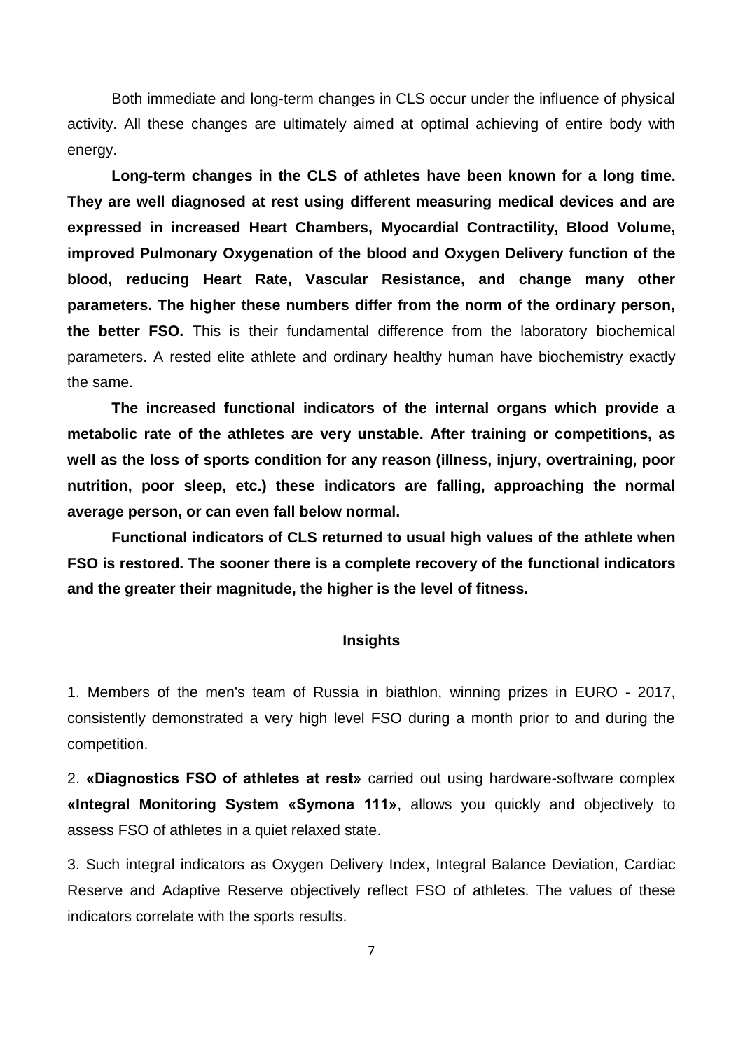Both immediate and long-term changes in CLS occur under the influence of physical activity. All these changes are ultimately aimed at optimal achieving of entire body with energy.

**Long-term changes in the CLS of athletes have been known for a long time. They are well diagnosed at rest using different measuring medical devices and are expressed in increased Heart Chambers, Myocardial Contractility, Blood Volume, improved Pulmonary Oxygenation of the blood and Oxygen Delivery function of the blood, reducing Heart Rate, Vascular Resistance, and change many other parameters. The higher these numbers differ from the norm of the ordinary person, the better FSO.** This is their fundamental difference from the laboratory biochemical parameters. A rested elite athlete and ordinary healthy human have biochemistry exactly the same.

**The increased functional indicators of the internal organs which provide a metabolic rate of the athletes are very unstable. After training or competitions, as well as the loss of sports condition for any reason (illness, injury, overtraining, poor nutrition, poor sleep, etc.) these indicators are falling, approaching the normal average person, or can even fall below normal.**

**Functional indicators of CLS returned to usual high values of the athlete when FSO is restored. The sooner there is a complete recovery of the functional indicators and the greater their magnitude, the higher is the level of fitness.**

## Insights

1. Members of the men's team of Russia in biathlon, winning prizes in EURO - 2017, consistently demonstrated a very high level FSO during a month prior to and during the competition.

2. **«Diagnostics FSO of athletes at rest»** carried out using hardware-software complex **«Integral Monitoring System «Symona 111»**, allows you quickly and objectively to assess FSO of athletes in a quiet relaxed state.

3. Such integral indicators as Oxygen Delivery Index, Integral Balance Deviation, Cardiac Reserve and Adaptive Reserve objectively reflect FSO of athletes. The values of these indicators correlate with the sports results.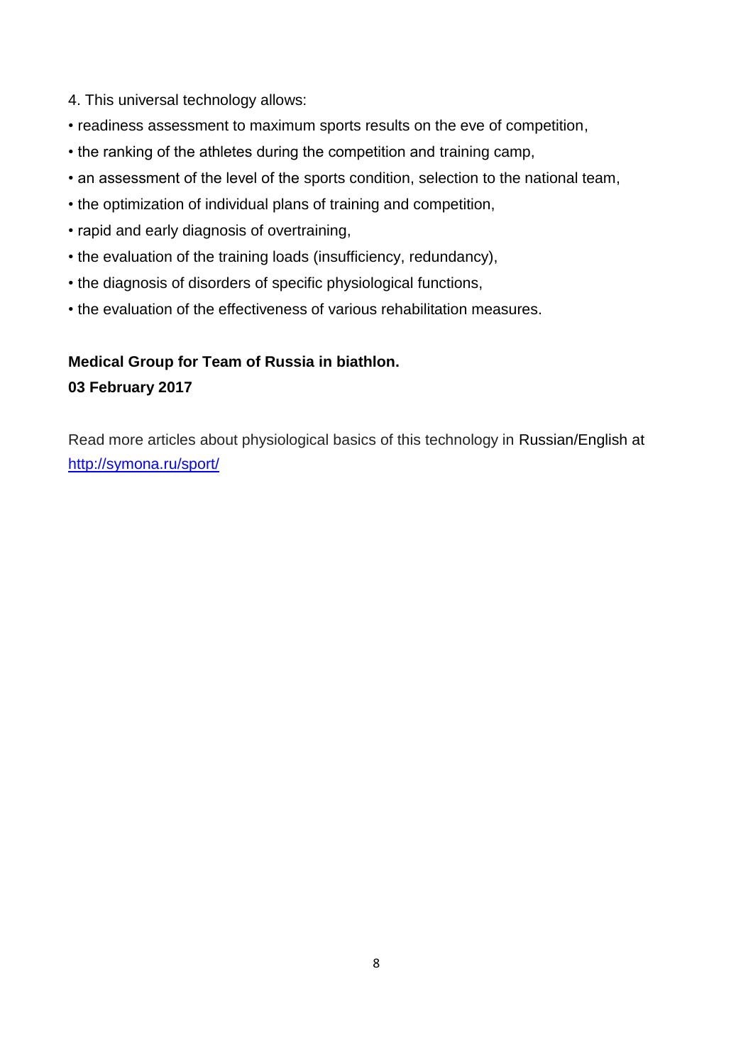4. This universal technology allows:

- readiness assessment to maximum sports results on the eve of competition,
- the ranking of the athletes during the competition and training camp,
- an assessment of the level of the sports condition, selection to the national team,
- the optimization of individual plans of training and competition,
- rapid and early diagnosis of overtraining,
- the evaluation of the training loads (insufficiency, redundancy),
- the diagnosis of disorders of specific physiological functions,
- the evaluation of the effectiveness of various rehabilitation measures.

**Medical Group for Team of Russia in biathlon.**
**03 February 2017**

Read more articles about physiological basics of this technology in Russian/English at [http://symona.ru/sport/](http://symona.ru/sport/)